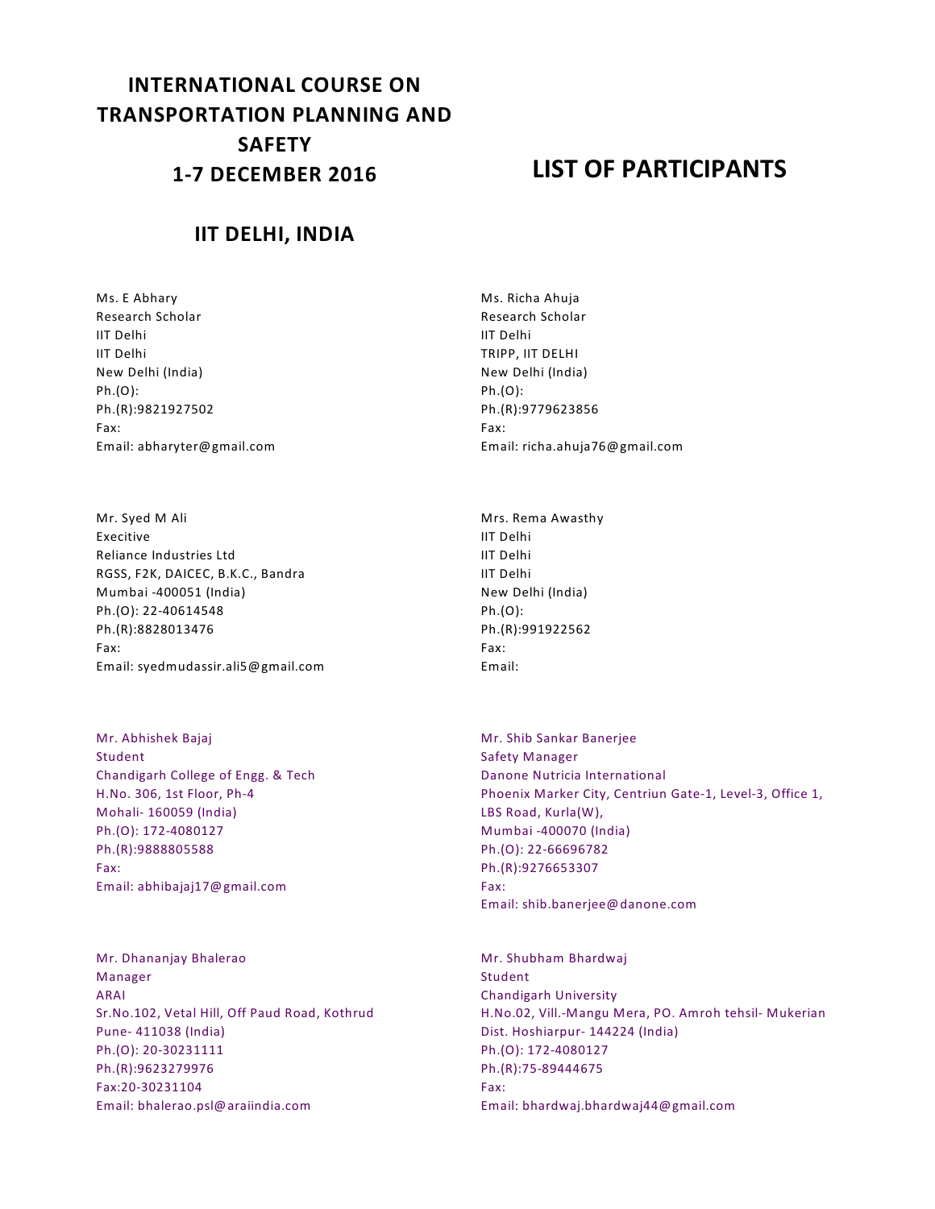# INTERNATIONAL COURSE ON TRANSPORTATION PLANNING AND SAFETY
## 1-7 DECEMBER 2016

## IIT DELHI, INDIA

# LIST OF PARTICIPANTS

Ms. E Abhary
Research Scholar
IIT Delhi
IIT Delhi
New Delhi (India)
Ph.(O):
Ph.(R):9821927502
Fax:
Email: abharyter@gmail.com

Ms. Richa Ahuja
Research Scholar
IIT Delhi
TRIPP, IIT DELHI
New Delhi (India)
Ph.(O):
Ph.(R):9779623856
Fax:
Email: richa.ahuja76@gmail.com

Mr. Syed M Ali
Execitive
Reliance Industries Ltd
RGSS, F2K, DAICEC, B.K.C., Bandra
Mumbai -400051 (India)
Ph.(O): 22-40614548
Ph.(R):8828013476
Fax:
Email: syedmudassir.ali5@gmail.com

Mrs. Rema Awasthy
IIT Delhi
IIT Delhi
IIT Delhi
New Delhi (India)
Ph.(O):
Ph.(R):991922562
Fax:
Email:

Mr. Abhishek Bajaj
Student
Chandigarh College of Engg. & Tech
H.No. 306, 1st Floor, Ph-4
Mohali- 160059 (India)
Ph.(O): 172-4080127
Ph.(R):9888805588
Fax:
Email: abhibajaj17@gmail.com

Mr. Shib Sankar Banerjee
Safety Manager
Danone Nutricia International
Phoenix Marker City, Centriun Gate-1, Level-3, Office 1, LBS Road, Kurla(W),
Mumbai -400070 (India)
Ph.(O): 22-66696782
Ph.(R):9276653307
Fax:
Email: shib.banerjee@danone.com

Mr. Dhananjay Bhalerao
Manager
ARAI
Sr.No.102, Vetal Hill, Off Paud Road, Kothrud
Pune- 411038 (India)
Ph.(O): 20-30231111
Ph.(R):9623279976
Fax:20-30231104
Email: bhalerao.psl@araiindia.com

Mr. Shubham Bhardwaj
Student
Chandigarh University
H.No.02, Vill.-Mangu Mera, PO. Amroh tehsil- Mukerian
Dist. Hoshiarpur- 144224 (India)
Ph.(O): 172-4080127
Ph.(R):75-89444675
Fax:
Email: bhardwaj.bhardwaj44@gmail.com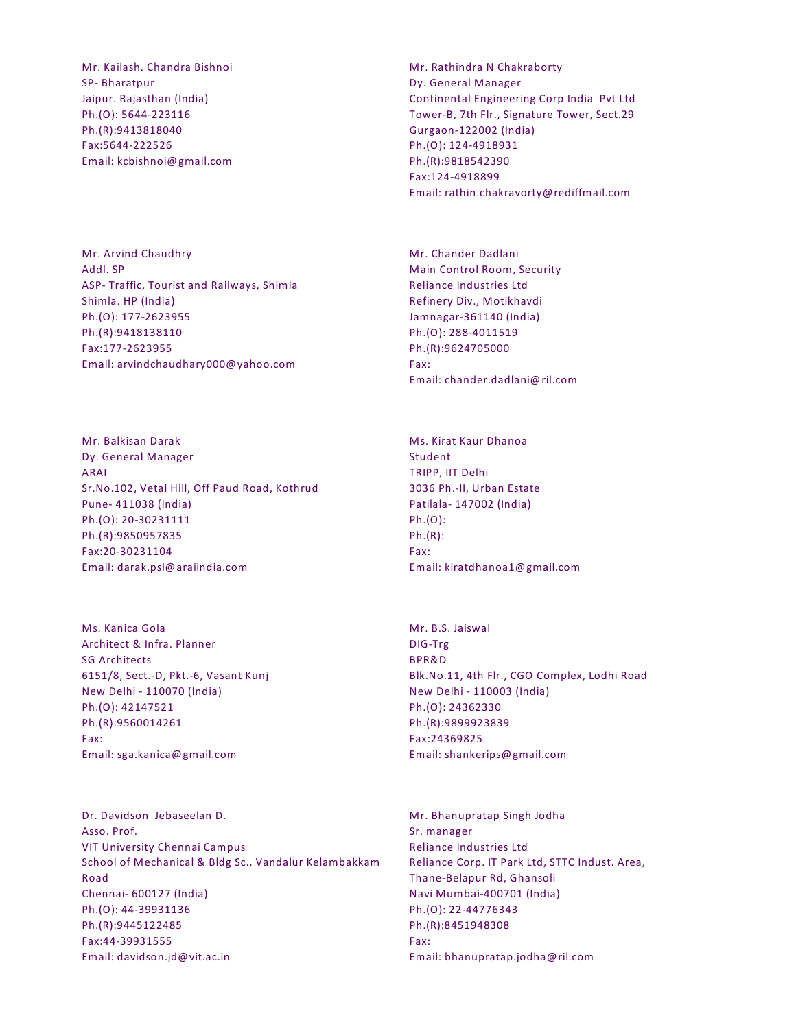Mr. Kailash. Chandra Bishnoi
SP- Bharatpur
Jaipur. Rajasthan (India)
Ph.(O): 5644-223116
Ph.(R):9413818040
Fax:5644-222526
Email: kcbishnoi@gmail.com

Mr. Rathindra N Chakraborty
Dy. General Manager
Continental Engineering Corp India Pvt Ltd
Tower-B, 7th Flr., Signature Tower, Sect.29
Gurgaon-122002 (India)
Ph.(O): 124-4918931
Ph.(R):9818542390
Fax:124-4918899
Email: rathin.chakravorty@rediffmail.com

Mr. Arvind Chaudhry
Addl. SP
ASP- Traffic, Tourist and Railways, Shimla
Shimla. HP (India)
Ph.(O): 177-2623955
Ph.(R):9418138110
Fax:177-2623955
Email: arvindchaudhary000@yahoo.com

Mr. Chander Dadlani
Main Control Room, Security
Reliance Industries Ltd
Refinery Div., Motikhavdi
Jamnagar-361140 (India)
Ph.(O): 288-4011519
Ph.(R):9624705000
Fax:
Email: chander.dadlani@ril.com

Mr. Balkisan Darak
Dy. General Manager
ARAI
Sr.No.102, Vetal Hill, Off Paud Road, Kothrud
Pune- 411038 (India)
Ph.(O): 20-30231111
Ph.(R):9850957835
Fax:20-30231104
Email: darak.psl@araiindia.com

Ms. Kirat Kaur Dhanoa
Student
TRIPP, IIT Delhi
3036 Ph.-II, Urban Estate
Patilala- 147002 (India)
Ph.(O):
Ph.(R):
Fax:
Email: kiratdhanoa1@gmail.com

Ms. Kanica Gola
Architect & Infra. Planner
SG Architects
6151/8, Sect.-D, Pkt.-6, Vasant Kunj
New Delhi - 110070 (India)
Ph.(O): 42147521
Ph.(R):9560014261
Fax:
Email: sga.kanica@gmail.com

Mr. B.S. Jaiswal
DIG-Trg
BPR&D
Blk.No.11, 4th Flr., CGO Complex, Lodhi Road
New Delhi - 110003 (India)
Ph.(O): 24362330
Ph.(R):9899923839
Fax:24369825
Email: shankerips@gmail.com

Dr. Davidson Jebaseelan D.
Asso. Prof.
VIT University Chennai Campus
School of Mechanical & Bldg Sc., Vandalur Kelambakkam Road
Chennai- 600127 (India)
Ph.(O): 44-39931136
Ph.(R):9445122485
Fax:44-39931555
Email: davidson.jd@vit.ac.in

Mr. Bhanupratap Singh Jodha
Sr. manager
Reliance Industries Ltd
Reliance Corp. IT Park Ltd, STTC Indust. Area,
Thane-Belapur Rd, Ghansoli
Navi Mumbai-400701 (India)
Ph.(O): 22-44776343
Ph.(R):8451948308
Fax:
Email: bhanupratap.jodha@ril.com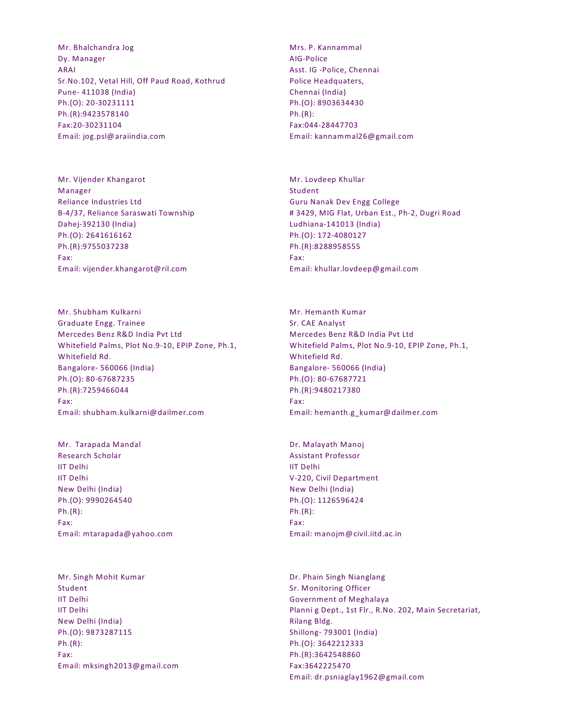Mr. Bhalchandra Jog  
Dy. Manager  
ARAI  
Sr.No.102, Vetal Hill, Off Paud Road, Kothrud  
Pune- 411038 (India)  
Ph.(O): 20-30231111  
Ph.(R):9423578140  
Fax:20-30231104  
Email: jog.psl@araiindia.com

Mrs. P. Kannammal  
AIG-Police  
Asst. IG -Police, Chennai  
Police Headquaters,  
Chennai (India)  
Ph.(O): 8903634430  
Ph.(R):  
Fax:044-28447703  
Email: kannammal26@gmail.com

Mr. Vijender Khangarot  
Manager  
Reliance Industries Ltd  
B-4/37, Reliance Saraswati Township  
Dahej-392130 (India)  
Ph.(O): 2641616162  
Ph.(R):9755037238  
Fax:  
Email: vijender.khangarot@ril.com

Mr. Lovdeep Khullar  
Student  
Guru Nanak Dev Engg College  
# 3429, MIG Flat, Urban Est., Ph-2, Dugri Road  
Ludhiana-141013 (India)  
Ph.(O): 172-4080127  
Ph.(R):8288958555  
Fax:  
Email: khullar.lovdeep@gmail.com

Mr. Shubham Kulkarni  
Graduate Engg. Trainee  
Mercedes Benz R&D India Pvt Ltd  
Whitefield Palms, Plot No.9-10, EPIP Zone, Ph.1,  
Whitefield Rd.  
Bangalore- 560066 (India)  
Ph.(O): 80-67687235  
Ph.(R):7259466044  
Fax:  
Email: shubham.kulkarni@dailmer.com

Mr. Hemanth Kumar  
Sr. CAE Analyst  
Mercedes Benz R&D India Pvt Ltd  
Whitefield Palms, Plot No.9-10, EPIP Zone, Ph.1,  
Whitefield Rd.  
Bangalore- 560066 (India)  
Ph.(O): 80-67687721  
Ph.(R):9480217380  
Fax:  
Email: hemanth.g_kumar@dailmer.com

Mr. Tarapada Mandal  
Research Scholar  
IIT Delhi  
IIT Delhi  
New Delhi (India)  
Ph.(O): 9990264540  
Ph.(R):  
Fax:  
Email: mtarapada@yahoo.com

Dr. Malayath Manoj  
Assistant Professor  
IIT Delhi  
V-220, Civil Department  
New Delhi (India)  
Ph.(O): 1126596424  
Ph.(R):  
Fax:  
Email: manojm@civil.iitd.ac.in

Mr. Singh Mohit Kumar  
Student  
IIT Delhi  
IIT Delhi  
New Delhi (India)  
Ph.(O): 9873287115  
Ph.(R):  
Fax:  
Email: mksingh2013@gmail.com

Dr. Phain Singh Nianglang  
Sr. Monitoring Officer  
Government of Meghalaya  
Planni g Dept., 1st Flr., R.No. 202, Main Secretariat,  
Rilang Bldg.  
Shillong- 793001 (India)  
Ph.(O): 3642212333  
Ph.(R):3642548860  
Fax:3642225470  
Email: dr.psniaglay1962@gmail.com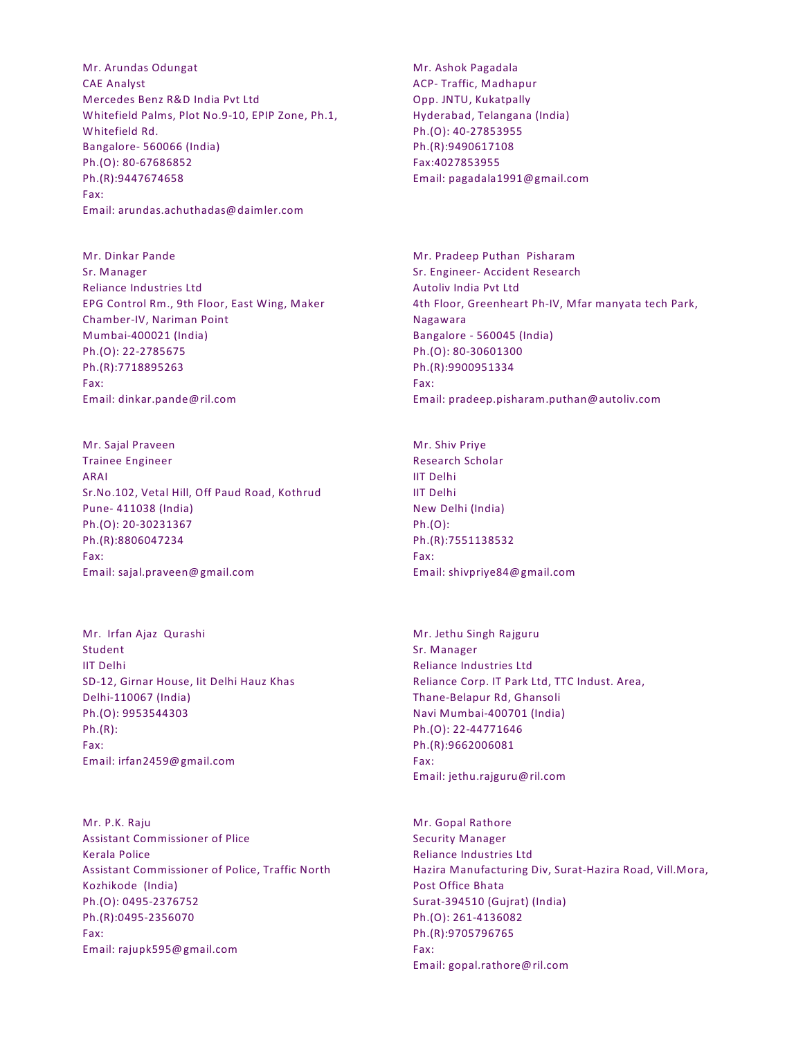Mr. Arundas Odungat
CAE Analyst
Mercedes Benz R&D India Pvt Ltd
Whitefield Palms, Plot No.9-10, EPIP Zone, Ph.1, Whitefield Rd.
Bangalore- 560066 (India)
Ph.(O): 80-67686852
Ph.(R):9447674658
Fax:
Email: arundas.achuthadas@daimler.com

Mr. Ashok Pagadala
ACP- Traffic, Madhapur
Opp. JNTU, Kukatpally
Hyderabad, Telangana (India)
Ph.(O): 40-27853955
Ph.(R):9490617108
Fax:4027853955
Email: pagadala1991@gmail.com

Mr. Dinkar Pande
Sr. Manager
Reliance Industries Ltd
EPG Control Rm., 9th Floor, East Wing, Maker Chamber-IV, Nariman Point
Mumbai-400021 (India)
Ph.(O): 22-2785675
Ph.(R):7718895263
Fax:
Email: dinkar.pande@ril.com

Mr. Pradeep Puthan Pisharam
Sr. Engineer- Accident Research
Autoliv India Pvt Ltd
4th Floor, Greenheart Ph-IV, Mfar manyata tech Park, Nagawara
Bangalore - 560045 (India)
Ph.(O): 80-30601300
Ph.(R):9900951334
Fax:
Email: pradeep.pisharam.puthan@autoliv.com

Mr. Sajal Praveen
Trainee Engineer
ARAI
Sr.No.102, Vetal Hill, Off Paud Road, Kothrud
Pune- 411038 (India)
Ph.(O): 20-30231367
Ph.(R):8806047234
Fax:
Email: sajal.praveen@gmail.com

Mr. Shiv Priye
Research Scholar
IIT Delhi
IIT Delhi
New Delhi (India)
Ph.(O):
Ph.(R):7551138532
Fax:
Email: shivpriye84@gmail.com

Mr. Irfan Ajaz Qurashi
Student
IIT Delhi
SD-12, Girnar House, Iit Delhi Hauz Khas
Delhi-110067 (India)
Ph.(O): 9953544303
Ph.(R):
Fax:
Email: irfan2459@gmail.com

Mr. Jethu Singh Rajguru
Sr. Manager
Reliance Industries Ltd
Reliance Corp. IT Park Ltd, TTC Indust. Area, Thane-Belapur Rd, Ghansoli
Navi Mumbai-400701 (India)
Ph.(O): 22-44771646
Ph.(R):9662006081
Fax:
Email: jethu.rajguru@ril.com

Mr. P.K. Raju
Assistant Commissioner of Plice
Kerala Police
Assistant Commissioner of Police, Traffic North
Kozhikode (India)
Ph.(O): 0495-2376752
Ph.(R):0495-2356070
Fax:
Email: rajupk595@gmail.com

Mr. Gopal Rathore
Security Manager
Reliance Industries Ltd
Hazira Manufacturing Div, Surat-Hazira Road, Vill.Mora, Post Office Bhata
Surat-394510 (Gujrat) (India)
Ph.(O): 261-4136082
Ph.(R):9705796765
Fax:
Email: gopal.rathore@ril.com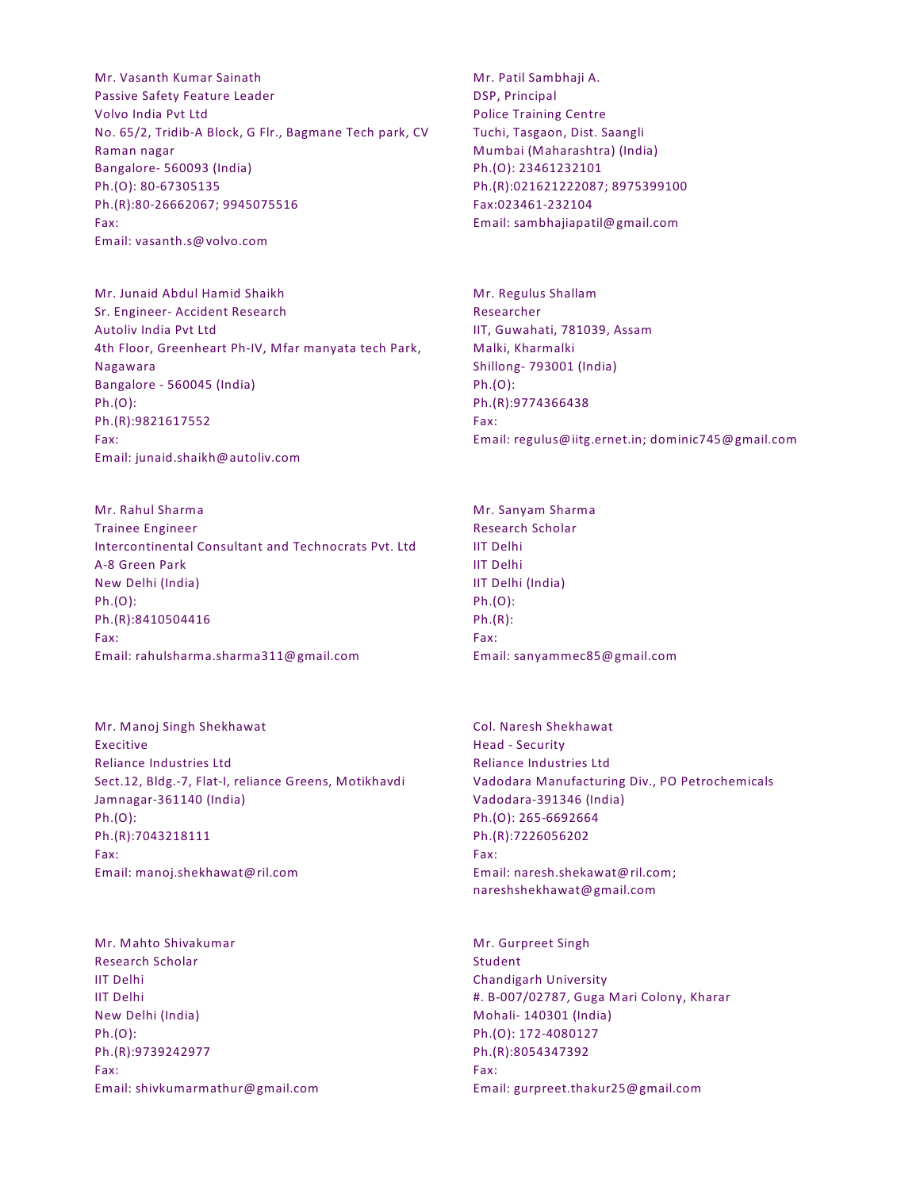Mr. Vasanth Kumar Sainath
Passive Safety Feature Leader
Volvo India Pvt Ltd
No. 65/2, Tridib-A Block, G Flr., Bagmane Tech park, CV Raman nagar
Bangalore- 560093 (India)
Ph.(O): 80-67305135
Ph.(R):80-26662067; 9945075516
Fax:
Email: vasanth.s@volvo.com

Mr. Patil Sambhaji A.
DSP, Principal
Police Training Centre
Tuchi, Tasgaon, Dist. Saangli
Mumbai (Maharashtra) (India)
Ph.(O): 23461232101
Ph.(R):021621222087; 8975399100
Fax:023461-232104
Email: sambhajiapatil@gmail.com

Mr. Junaid Abdul Hamid Shaikh
Sr. Engineer- Accident Research
Autoliv India Pvt Ltd
4th Floor, Greenheart Ph-IV, Mfar manyata tech Park, Nagawara
Bangalore - 560045 (India)
Ph.(O):
Ph.(R):9821617552
Fax:
Email: junaid.shaikh@autoliv.com

Mr. Regulus Shallam
Researcher
IIT, Guwahati, 781039, Assam
Malki, Kharmalki
Shillong- 793001 (India)
Ph.(O):
Ph.(R):9774366438
Fax:
Email: regulus@iitg.ernet.in; dominic745@gmail.com

Mr. Rahul Sharma
Trainee Engineer
Intercontinental Consultant and Technocrats Pvt. Ltd
A-8 Green Park
New Delhi (India)
Ph.(O):
Ph.(R):8410504416
Fax:
Email: rahulsharma.sharma311@gmail.com

Mr. Sanyam Sharma
Research Scholar
IIT Delhi
IIT Delhi
IIT Delhi (India)
Ph.(O):
Ph.(R):
Fax:
Email: sanyammec85@gmail.com

Mr. Manoj Singh Shekhawat
Execitive
Reliance Industries Ltd
Sect.12, Bldg.-7, Flat-I, reliance Greens, Motikhavdi
Jamnagar-361140 (India)
Ph.(O):
Ph.(R):7043218111
Fax:
Email: manoj.shekhawat@ril.com

Col. Naresh Shekhawat
Head - Security
Reliance Industries Ltd
Vadodara Manufacturing Div., PO Petrochemicals
Vadodara-391346 (India)
Ph.(O): 265-6692664
Ph.(R):7226056202
Fax:
Email: naresh.shekawat@ril.com; nareshshekhawat@gmail.com

Mr. Mahto Shivakumar
Research Scholar
IIT Delhi
IIT Delhi
New Delhi (India)
Ph.(O):
Ph.(R):9739242977
Fax:
Email: shivkumarmathur@gmail.com

Mr. Gurpreet Singh
Student
Chandigarh University
#. B-007/02787, Guga Mari Colony, Kharar
Mohali- 140301 (India)
Ph.(O): 172-4080127
Ph.(R):8054347392
Fax:
Email: gurpreet.thakur25@gmail.com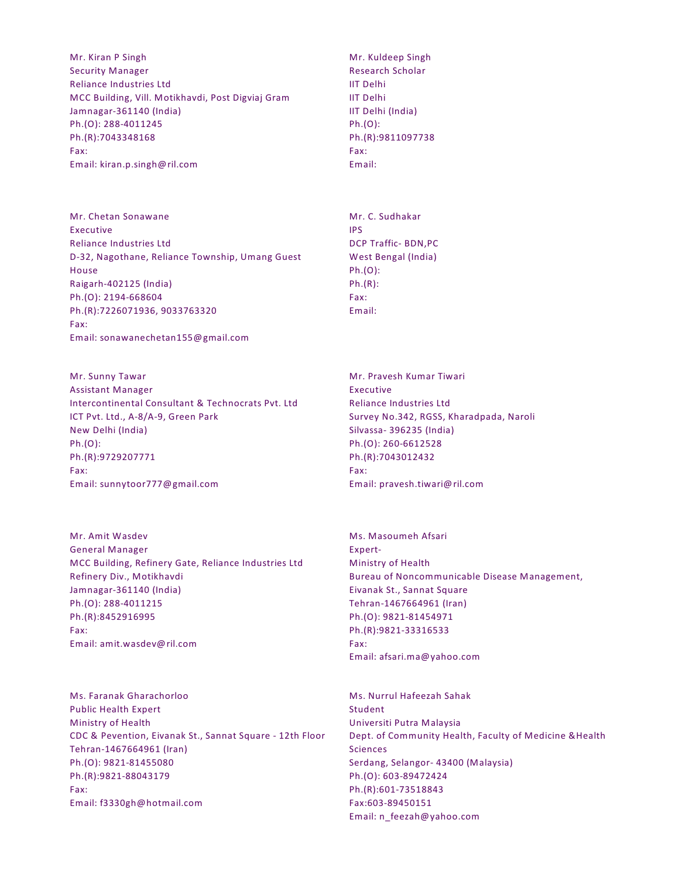Mr. Kiran P Singh
Security Manager
Reliance Industries Ltd
MCC Building, Vill. Motikhavdi, Post Digviaj Gram
Jamnagar-361140 (India)
Ph.(O): 288-4011245
Ph.(R):7043348168
Fax:
Email: kiran.p.singh@ril.com

Mr. Kuldeep Singh
Research Scholar
IIT Delhi
IIT Delhi
IIT Delhi (India)
Ph.(O):
Ph.(R):9811097738
Fax:
Email:

Mr. Chetan Sonawane
Executive
Reliance Industries Ltd
D-32, Nagothane, Reliance Township, Umang Guest House
Raigarh-402125 (India)
Ph.(O): 2194-668604
Ph.(R):7226071936, 9033763320
Fax:
Email: sonawanechetan155@gmail.com

Mr. C. Sudhakar
IPS
DCP Traffic- BDN,PC
West Bengal (India)
Ph.(O):
Ph.(R):
Fax:
Email:

Mr. Sunny Tawar
Assistant Manager
Intercontinental Consultant & Technocrats Pvt. Ltd
ICT Pvt. Ltd., A-8/A-9, Green Park
New Delhi (India)
Ph.(O):
Ph.(R):9729207771
Fax:
Email: sunnytoor777@gmail.com

Mr. Pravesh Kumar Tiwari
Executive
Reliance Industries Ltd
Survey No.342, RGSS, Kharadpada, Naroli
Silvassa- 396235 (India)
Ph.(O): 260-6612528
Ph.(R):7043012432
Fax:
Email: pravesh.tiwari@ril.com

Mr. Amit Wasdev
General Manager
MCC Building, Refinery Gate, Reliance Industries Ltd
Refinery Div., Motikhavdi
Jamnagar-361140 (India)
Ph.(O): 288-4011215
Ph.(R):8452916995
Fax:
Email: amit.wasdev@ril.com

Ms. Masoumeh Afsari
Expert-
Ministry of Health
Bureau of Noncommunicable Disease Management,
Eivanak St., Sannat Square
Tehran-1467664961 (Iran)
Ph.(O): 9821-81454971
Ph.(R):9821-33316533
Fax:
Email: afsari.ma@yahoo.com

Ms. Faranak Gharachorloo
Public Health Expert
Ministry of Health
CDC & Pevention, Eivanak St., Sannat Square - 12th Floor
Tehran-1467664961 (Iran)
Ph.(O): 9821-81455080
Ph.(R):9821-88043179
Fax:
Email: f3330gh@hotmail.com

Ms. Nurrul Hafeezah Sahak
Student
Universiti Putra Malaysia
Dept. of Community Health, Faculty of Medicine &Health Sciences
Serdang, Selangor- 43400 (Malaysia)
Ph.(O): 603-89472424
Ph.(R):601-73518843
Fax:603-89450151
Email: n_feezah@yahoo.com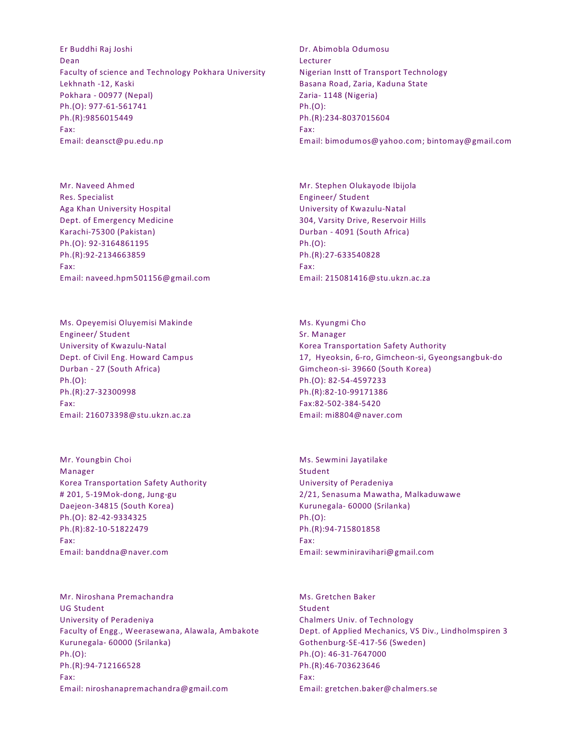Er Buddhi Raj Joshi
Dean
Faculty of science and Technology Pokhara University
Lekhnath -12, Kaski
Pokhara - 00977 (Nepal)
Ph.(O): 977-61-561741
Ph.(R):9856015449
Fax:
Email: deansct@pu.edu.np

Dr. Abimobla Odumosu
Lecturer
Nigerian Instt of Transport Technology
Basana Road, Zaria, Kaduna State
Zaria- 1148 (Nigeria)
Ph.(O):
Ph.(R):234-8037015604
Fax:
Email: bimodumos@yahoo.com; bintomay@gmail.com

Mr. Naveed Ahmed
Res. Specialist
Aga Khan University Hospital
Dept. of Emergency Medicine
Karachi-75300 (Pakistan)
Ph.(O): 92-3164861195
Ph.(R):92-2134663859
Fax:
Email: naveed.hpm501156@gmail.com

Mr. Stephen Olukayode Ibijola
Engineer/ Student
University of Kwazulu-Natal
304, Varsity Drive, Reservoir Hills
Durban - 4091 (South Africa)
Ph.(O):
Ph.(R):27-633540828
Fax:
Email: 215081416@stu.ukzn.ac.za

Ms. Opeyemisi Oluyemisi Makinde
Engineer/ Student
University of Kwazulu-Natal
Dept. of Civil Eng. Howard Campus
Durban - 27 (South Africa)
Ph.(O):
Ph.(R):27-32300998
Fax:
Email: 216073398@stu.ukzn.ac.za

Ms. Kyungmi Cho
Sr. Manager
Korea Transportation Safety Authority
17, Hyeoksin, 6-ro, Gimcheon-si, Gyeongsangbuk-do
Gimcheon-si- 39660 (South Korea)
Ph.(O): 82-54-4597233
Ph.(R):82-10-99171386
Fax:82-502-384-5420
Email: mi8804@naver.com

Mr. Youngbin Choi
Manager
Korea Transportation Safety Authority
# 201, 5-19Mok-dong, Jung-gu
Daejeon-34815 (South Korea)
Ph.(O): 82-42-9334325
Ph.(R):82-10-51822479
Fax:
Email: banddna@naver.com

Ms. Sewmini Jayatilake
Student
University of Peradeniya
2/21, Senasuma Mawatha, Malkaduwawe
Kurunegala- 60000 (Srilanka)
Ph.(O):
Ph.(R):94-715801858
Fax:
Email: sewminiravihari@gmail.com

Mr. Niroshana Premachandra
UG Student
University of Peradeniya
Faculty of Engg., Weerasewana, Alawala, Ambakote
Kurunegala- 60000 (Srilanka)
Ph.(O):
Ph.(R):94-712166528
Fax:
Email: niroshanapremachandra@gmail.com

Ms. Gretchen Baker
Student
Chalmers Univ. of Technology
Dept. of Applied Mechanics, VS Div., Lindholmspiren 3
Gothenburg-SE-417-56 (Sweden)
Ph.(O): 46-31-7647000
Ph.(R):46-703623646
Fax:
Email: gretchen.baker@chalmers.se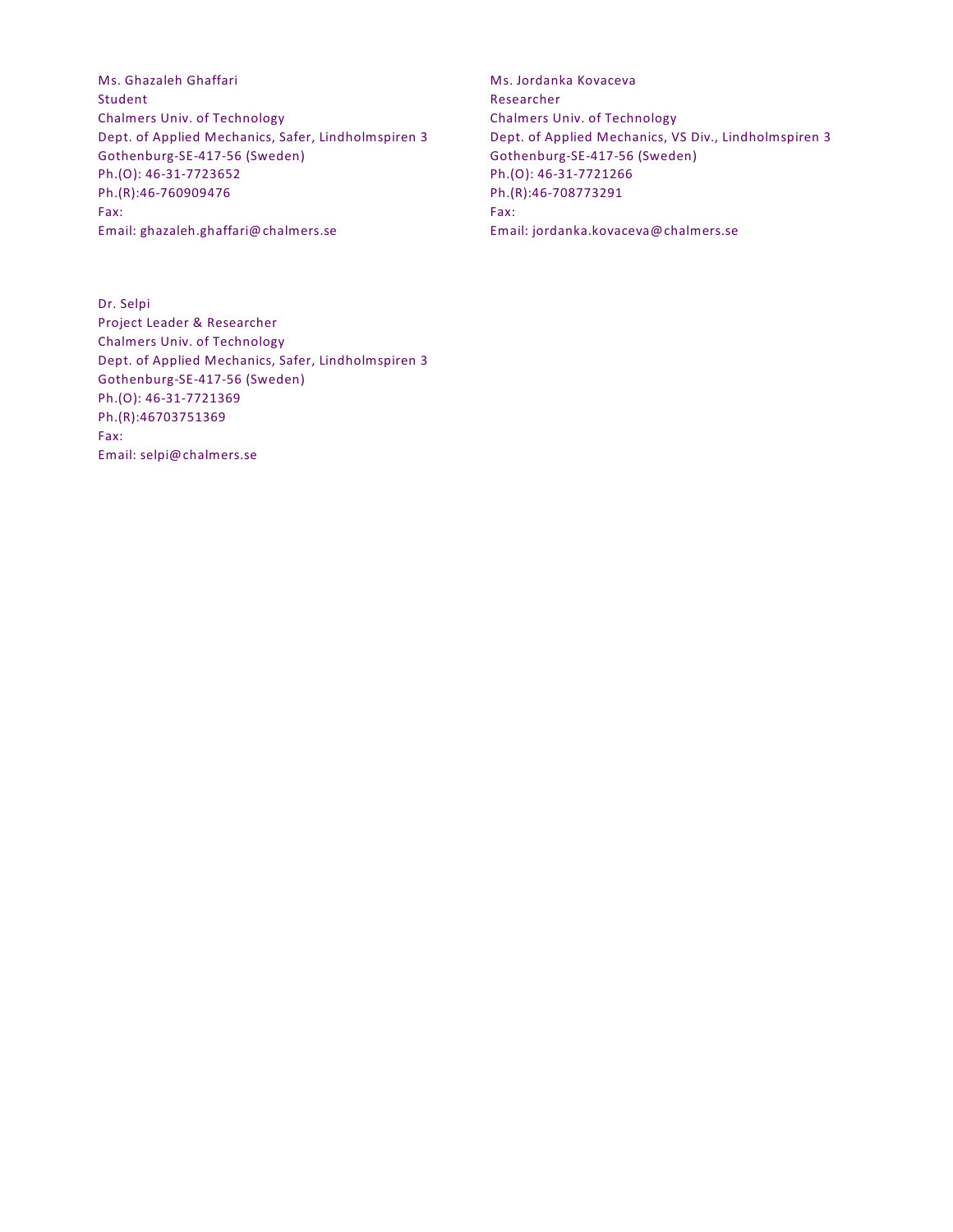Ms. Ghazaleh Ghaffari
Student
Chalmers Univ. of Technology
Dept. of Applied Mechanics, Safer, Lindholmspiren 3
Gothenburg-SE-417-56 (Sweden)
Ph.(O): 46-31-7723652
Ph.(R):46-760909476
Fax:
Email: ghazaleh.ghaffari@chalmers.se

Ms. Jordanka Kovaceva
Researcher
Chalmers Univ. of Technology
Dept. of Applied Mechanics, VS Div., Lindholmspiren 3
Gothenburg-SE-417-56 (Sweden)
Ph.(O): 46-31-7721266
Ph.(R):46-708773291
Fax:
Email: jordanka.kovaceva@chalmers.se

Dr. Selpi
Project Leader & Researcher
Chalmers Univ. of Technology
Dept. of Applied Mechanics, Safer, Lindholmspiren 3
Gothenburg-SE-417-56 (Sweden)
Ph.(O): 46-31-7721369
Ph.(R):46703751369
Fax:
Email: selpi@chalmers.se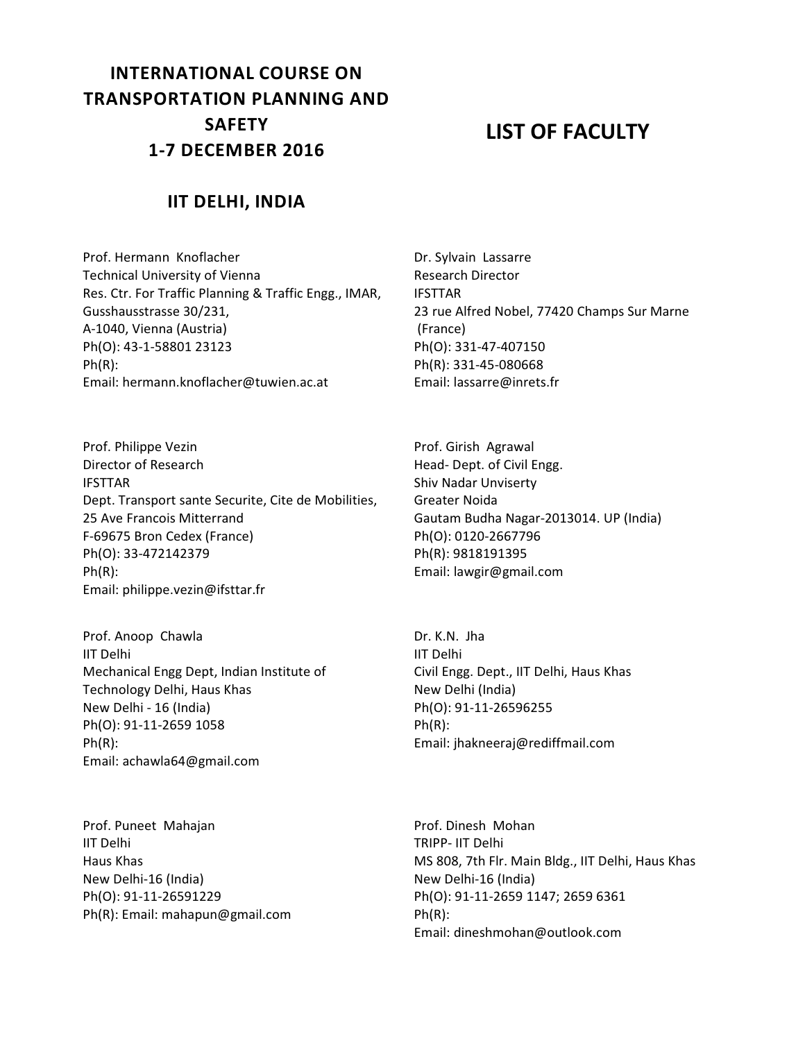# INTERNATIONAL COURSE ON TRANSPORTATION PLANNING AND SAFETY
# 1-7 DECEMBER 2016

## IIT DELHI, INDIA

# LIST OF FACULTY

Prof. Hermann Knoflacher
Technical University of Vienna
Res. Ctr. For Traffic Planning & Traffic Engg., IMAR,
Gusshausstrasse 30/231,
A-1040, Vienna (Austria)
Ph(O): 43-1-58801 23123
Ph(R):
Email: hermann.knoflacher@tuwien.ac.at

Dr. Sylvain Lassarre
Research Director
IFSTTAR
23 rue Alfred Nobel, 77420 Champs Sur Marne (France)
Ph(O): 331-47-407150
Ph(R): 331-45-080668
Email: lassarre@inrets.fr

Prof. Philippe Vezin
Director of Research
IFSTTAR
Dept. Transport sante Securite, Cite de Mobilities,
25 Ave Francois Mitterrand
F-69675 Bron Cedex (France)
Ph(O): 33-472142379
Ph(R):
Email: philippe.vezin@ifsttar.fr

Prof. Girish Agrawal
Head- Dept. of Civil Engg.
Shiv Nadar Unviserty
Greater Noida
Gautam Budha Nagar-2013014. UP (India)
Ph(O): 0120-2667796
Ph(R): 9818191395
Email: lawgir@gmail.com

Prof. Anoop Chawla
IIT Delhi
Mechanical Engg Dept, Indian Institute of Technology Delhi, Haus Khas
New Delhi - 16 (India)
Ph(O): 91-11-2659 1058
Ph(R):
Email: achawla64@gmail.com

Dr. K.N. Jha
IIT Delhi
Civil Engg. Dept., IIT Delhi, Haus Khas
New Delhi (India)
Ph(O): 91-11-26596255
Ph(R):
Email: jhakneeraj@rediffmail.com

Prof. Puneet Mahajan
IIT Delhi
Haus Khas
New Delhi-16 (India)
Ph(O): 91-11-26591229
Ph(R): Email: mahapun@gmail.com

Prof. Dinesh Mohan
TRIPP- IIT Delhi
MS 808, 7th Flr. Main Bldg., IIT Delhi, Haus Khas
New Delhi-16 (India)
Ph(O): 91-11-2659 1147; 2659 6361
Ph(R):
Email: dineshmohan@outlook.com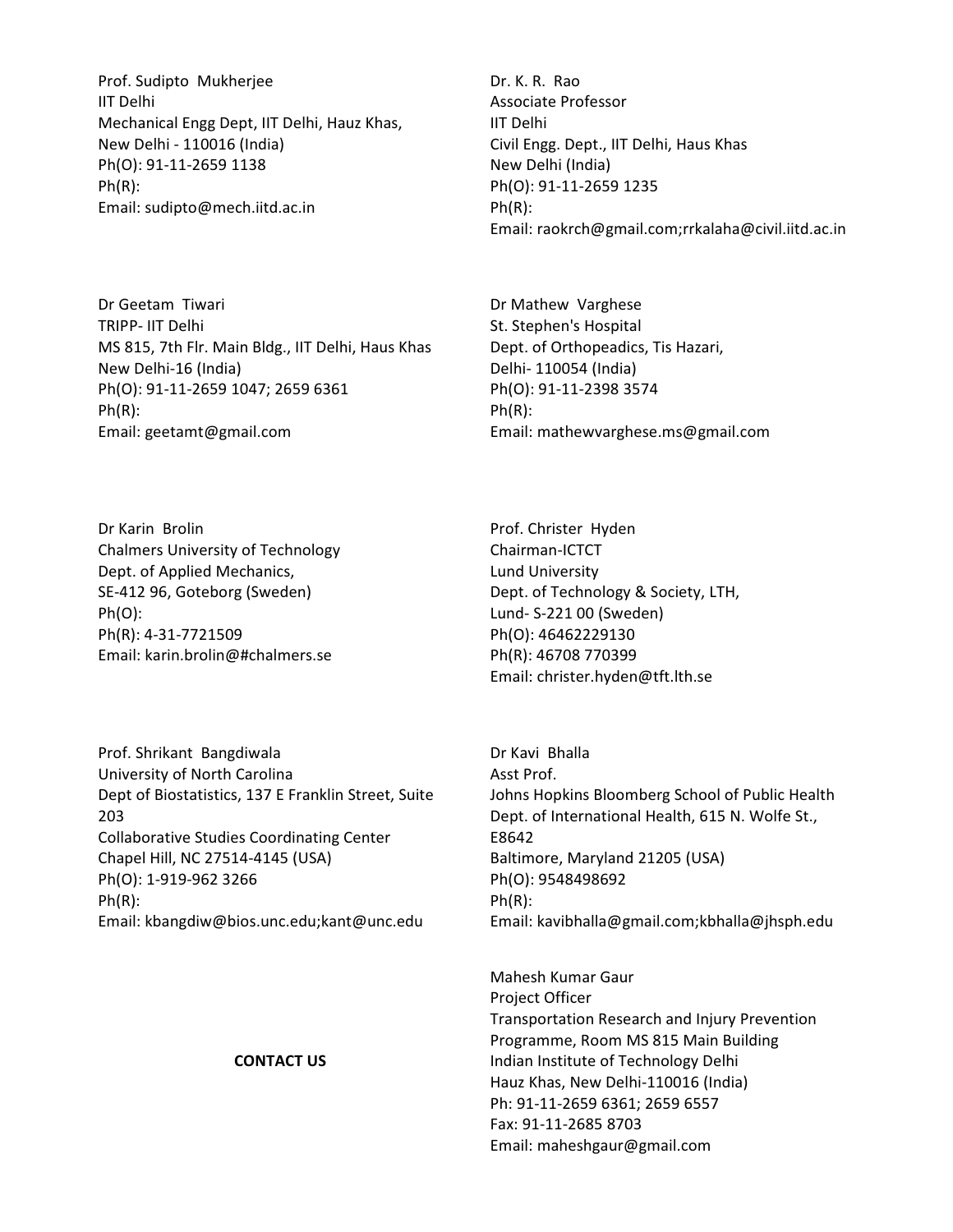Prof. Sudipto Mukherjee
IIT Delhi
Mechanical Engg Dept, IIT Delhi, Hauz Khas,
New Delhi - 110016 (India)
Ph(O): 91-11-2659 1138
Ph(R):
Email: sudipto@mech.iitd.ac.in

Dr. K. R. Rao
Associate Professor
IIT Delhi
Civil Engg. Dept., IIT Delhi, Haus Khas
New Delhi (India)
Ph(O): 91-11-2659 1235
Ph(R):
Email: raokrch@gmail.com;rrkalaha@civil.iitd.ac.in

Dr Geetam Tiwari
TRIPP- IIT Delhi
MS 815, 7th Flr. Main Bldg., IIT Delhi, Haus Khas
New Delhi-16 (India)
Ph(O): 91-11-2659 1047; 2659 6361
Ph(R):
Email: geetamt@gmail.com

Dr Mathew Varghese
St. Stephen's Hospital
Dept. of Orthopeadics, Tis Hazari,
Delhi- 110054 (India)
Ph(O): 91-11-2398 3574
Ph(R):
Email: mathewvarghese.ms@gmail.com

Dr Karin Brolin
Chalmers University of Technology
Dept. of Applied Mechanics,
SE-412 96, Goteborg (Sweden)
Ph(O):
Ph(R): 4-31-7721509
Email: karin.brolin@#chalmers.se

Prof. Christer Hyden
Chairman-ICTCT
Lund University
Dept. of Technology & Society, LTH,
Lund- S-221 00 (Sweden)
Ph(O): 46462229130
Ph(R): 46708 770399
Email: christer.hyden@tft.lth.se

Prof. Shrikant Bangdiwala
University of North Carolina
Dept of Biostatistics, 137 E Franklin Street, Suite 203
Collaborative Studies Coordinating Center
Chapel Hill, NC 27514-4145 (USA)
Ph(O): 1-919-962 3266
Ph(R):
Email: kbangdiw@bios.unc.edu;kant@unc.edu

Dr Kavi Bhalla
Asst Prof.
Johns Hopkins Bloomberg School of Public Health
Dept. of International Health, 615 N. Wolfe St., E8642
Baltimore, Maryland 21205 (USA)
Ph(O): 9548498692
Ph(R):
Email: kavibhalla@gmail.com;kbhalla@jhsph.edu

**CONTACT US**

Mahesh Kumar Gaur
Project Officer
Transportation Research and Injury Prevention Programme, Room MS 815 Main Building
Indian Institute of Technology Delhi
Hauz Khas, New Delhi-110016 (India)
Ph: 91-11-2659 6361; 2659 6557
Fax: 91-11-2685 8703
Email: maheshgaur@gmail.com